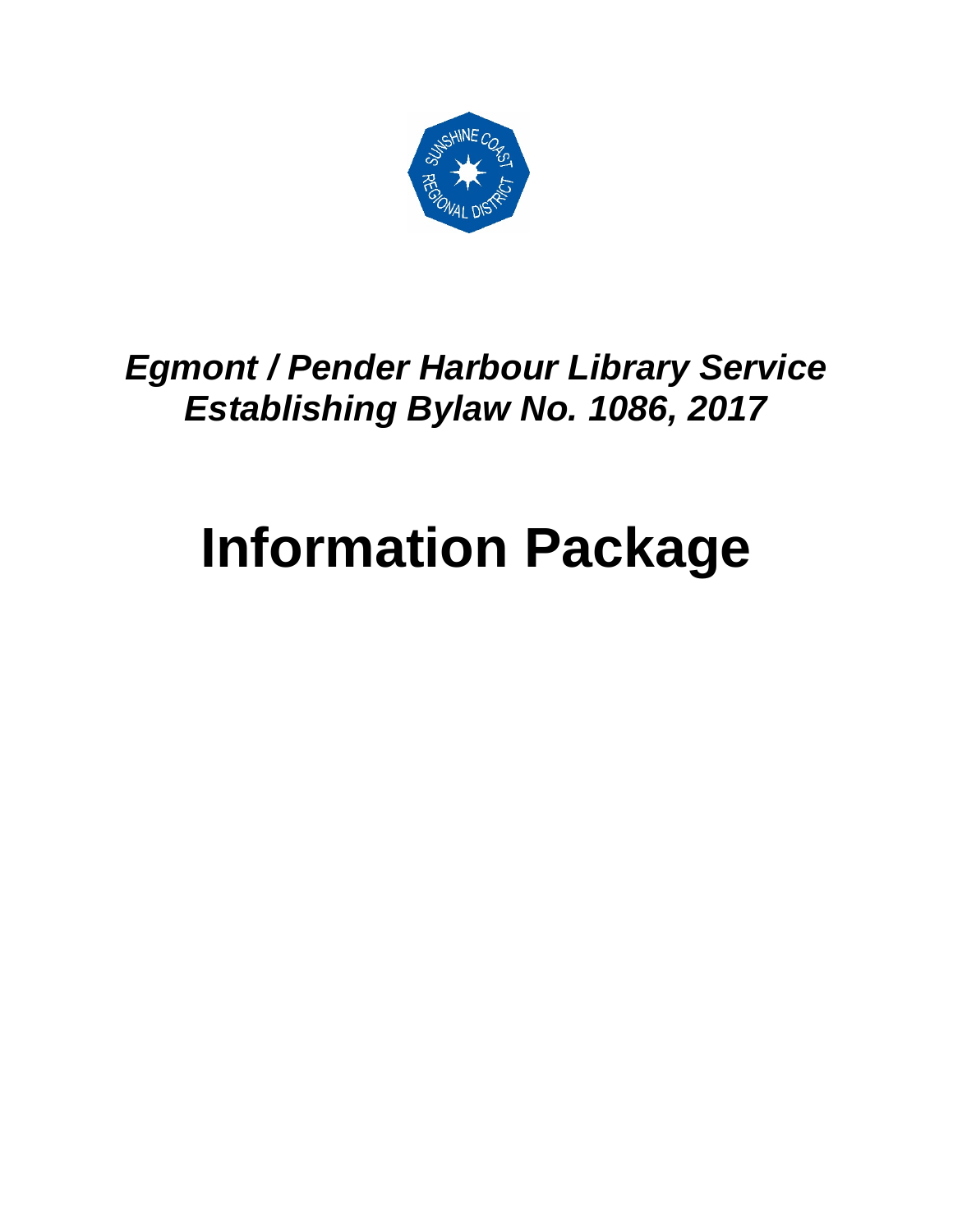## *Egmont / Pender Harbour Library Service Establishing Bylaw No. 1086, 2017*

# Information Package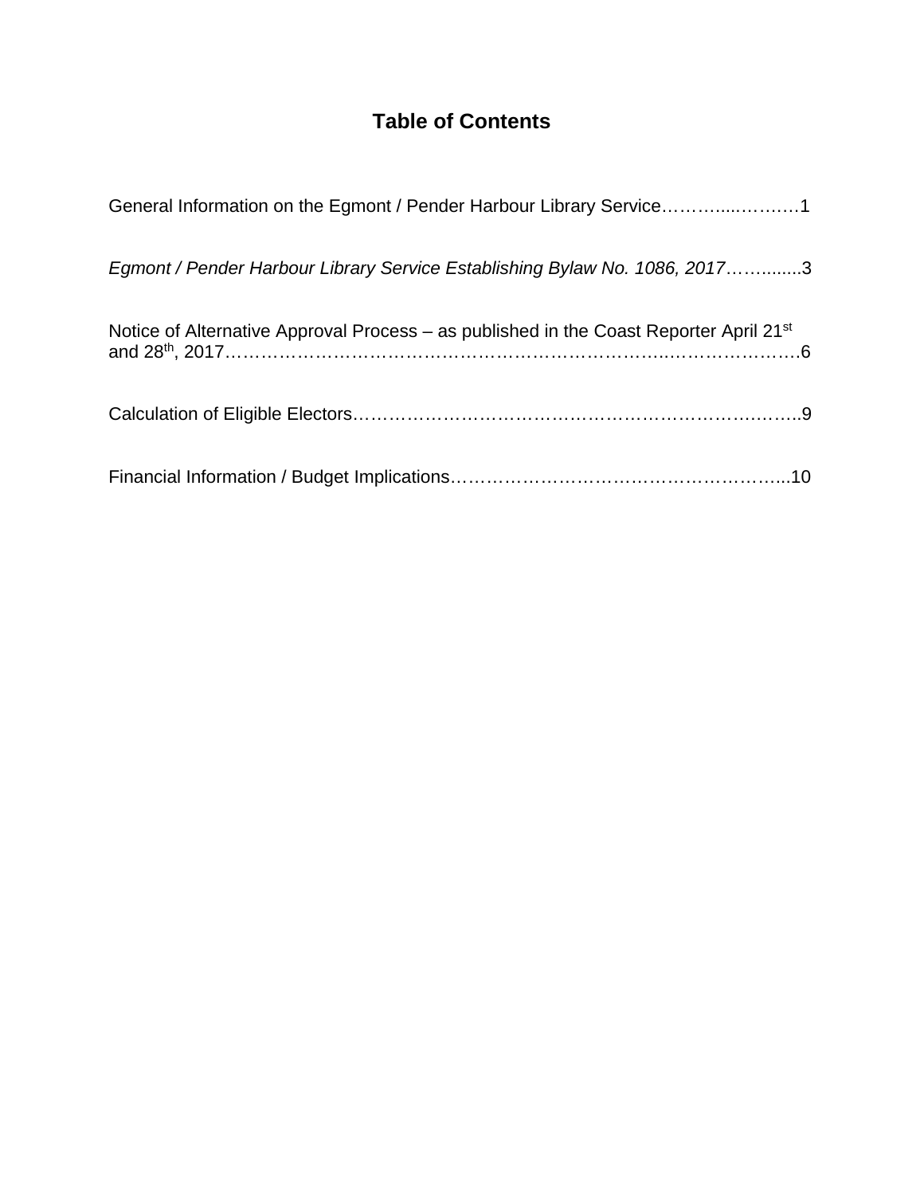# Table of Contents

General Information on the Egmont / Pender Harbour Library Service………....………1

*Egmont / Pender Harbour Library Service Establishing Bylaw No. 1086, 2017*……........3

Notice of Alternative Approval Process – as published in the Coast Reporter April 21st and 28th, 2017…………………………………………………………..…………………6

Calculation of Eligible Electors……………………………………………………….……..9

Financial Information / Budget Implications………………………………………………...10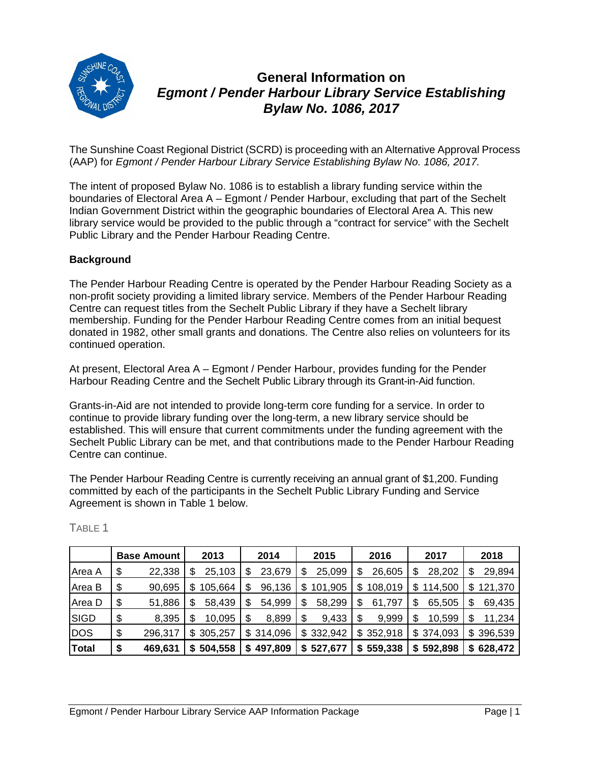# General Information on *Egmont / Pender Harbour Library Service Establishing Bylaw No. 1086, 2017*

The Sunshine Coast Regional District (SCRD) is proceeding with an Alternative Approval Process (AAP) for *Egmont / Pender Harbour Library Service Establishing Bylaw No. 1086, 2017.*

The intent of proposed Bylaw No. 1086 is to establish a library funding service within the boundaries of Electoral Area A – Egmont / Pender Harbour, excluding that part of the Sechelt Indian Government District within the geographic boundaries of Electoral Area A. This new library service would be provided to the public through a "contract for service" with the Sechelt Public Library and the Pender Harbour Reading Centre.

**Background**

The Pender Harbour Reading Centre is operated by the Pender Harbour Reading Society as a non-profit society providing a limited library service. Members of the Pender Harbour Reading Centre can request titles from the Sechelt Public Library if they have a Sechelt library membership. Funding for the Pender Harbour Reading Centre comes from an initial bequest donated in 1982, other small grants and donations. The Centre also relies on volunteers for its continued operation.

At present, Electoral Area A – Egmont / Pender Harbour, provides funding for the Pender Harbour Reading Centre and the Sechelt Public Library through its Grant-in-Aid function.

Grants-in-Aid are not intended to provide long-term core funding for a service. In order to continue to provide library funding over the long-term, a new library service should be established. This will ensure that current commitments under the funding agreement with the Sechelt Public Library can be met, and that contributions made to the Pender Harbour Reading Centre can continue.

The Pender Harbour Reading Centre is currently receiving an annual grant of $1,200. Funding committed by each of the participants in the Sechelt Public Library Funding and Service Agreement is shown in Table 1 below.

TABLE 1

| | Base Amount | 2013 | 2014 | 2015 | 2016 | 2017 | 2018 |
|---|---|---|---|---|---|---|---|
| Area A | $ 22,338 | $ 25,103 | $ 23,679 | $ 25,099 | $ 26,605 | $ 28,202 | $ 29,894 |
| Area B | $ 90,695 | $ 105,664 | $ 96,136 | $ 101,905 | $ 108,019 | $ 114,500 | $ 121,370 |
| Area D | $ 51,886 | $ 58,439 | $ 54,999 | $ 58,299 | $ 61,797 | $ 65,505 | $ 69,435 |
| SIGD | $ 8,395 | $ 10,095 | $ 8,899 | $ 9,433 | $ 9,999 | $ 10,599 | $ 11,234 |
| DOS | $ 296,317 | $ 305,257 | $ 314,096 | $ 332,942 | $ 352,918 | $ 374,093 | $ 396,539 |
| **Total** | **$ 469,631** | **$ 504,558** | **$ 497,809** | **$ 527,677** | **$ 559,338** | **$ 592,898** | **$ 628,472** |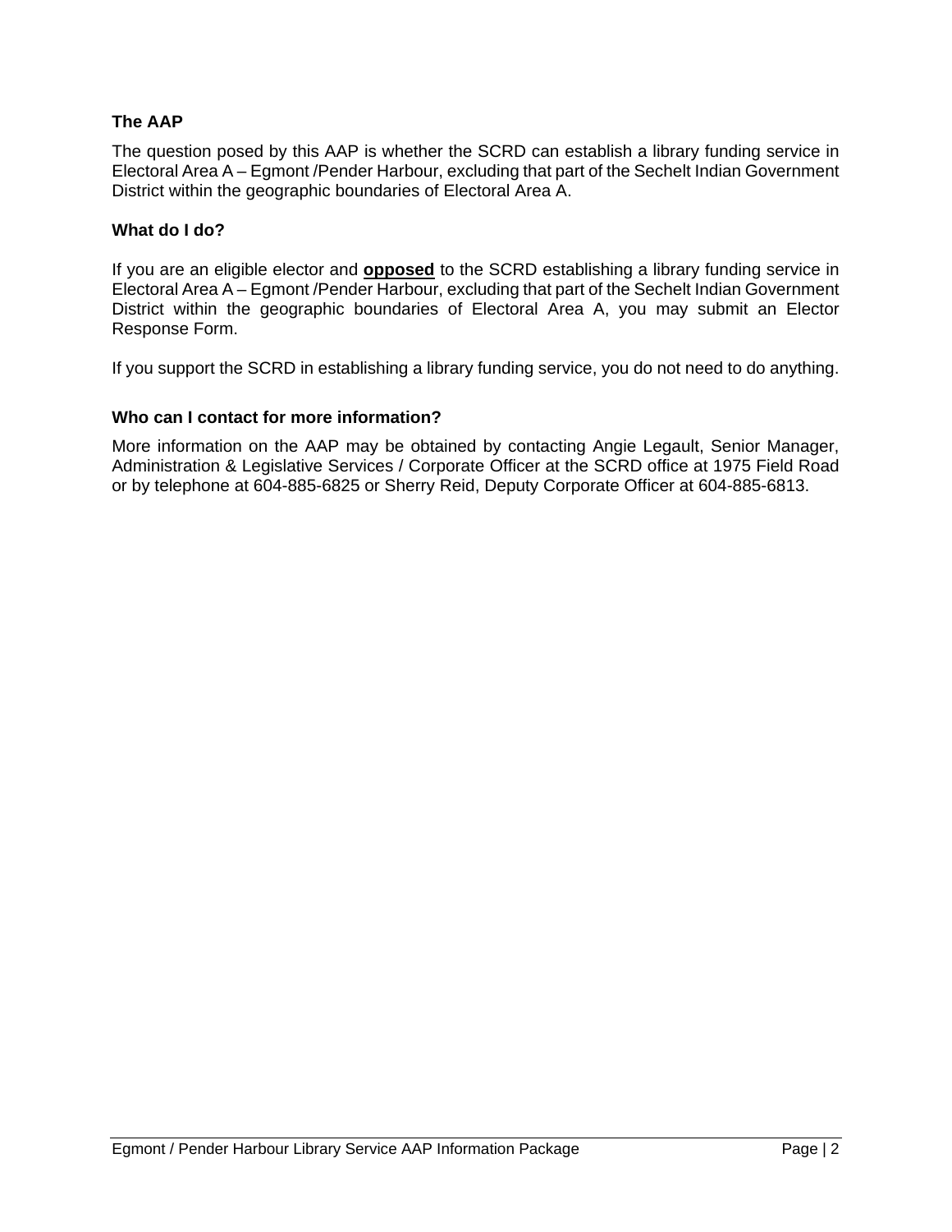### The AAP

The question posed by this AAP is whether the SCRD can establish a library funding service in Electoral Area A – Egmont /Pender Harbour, excluding that part of the Sechelt Indian Government District within the geographic boundaries of Electoral Area A.

### What do I do?

If you are an eligible elector and **opposed** to the SCRD establishing a library funding service in Electoral Area A – Egmont /Pender Harbour, excluding that part of the Sechelt Indian Government District within the geographic boundaries of Electoral Area A, you may submit an Elector Response Form.

If you support the SCRD in establishing a library funding service, you do not need to do anything.

### Who can I contact for more information?

More information on the AAP may be obtained by contacting Angie Legault, Senior Manager, Administration & Legislative Services / Corporate Officer at the SCRD office at 1975 Field Road or by telephone at 604-885-6825 or Sherry Reid, Deputy Corporate Officer at 604-885-6813.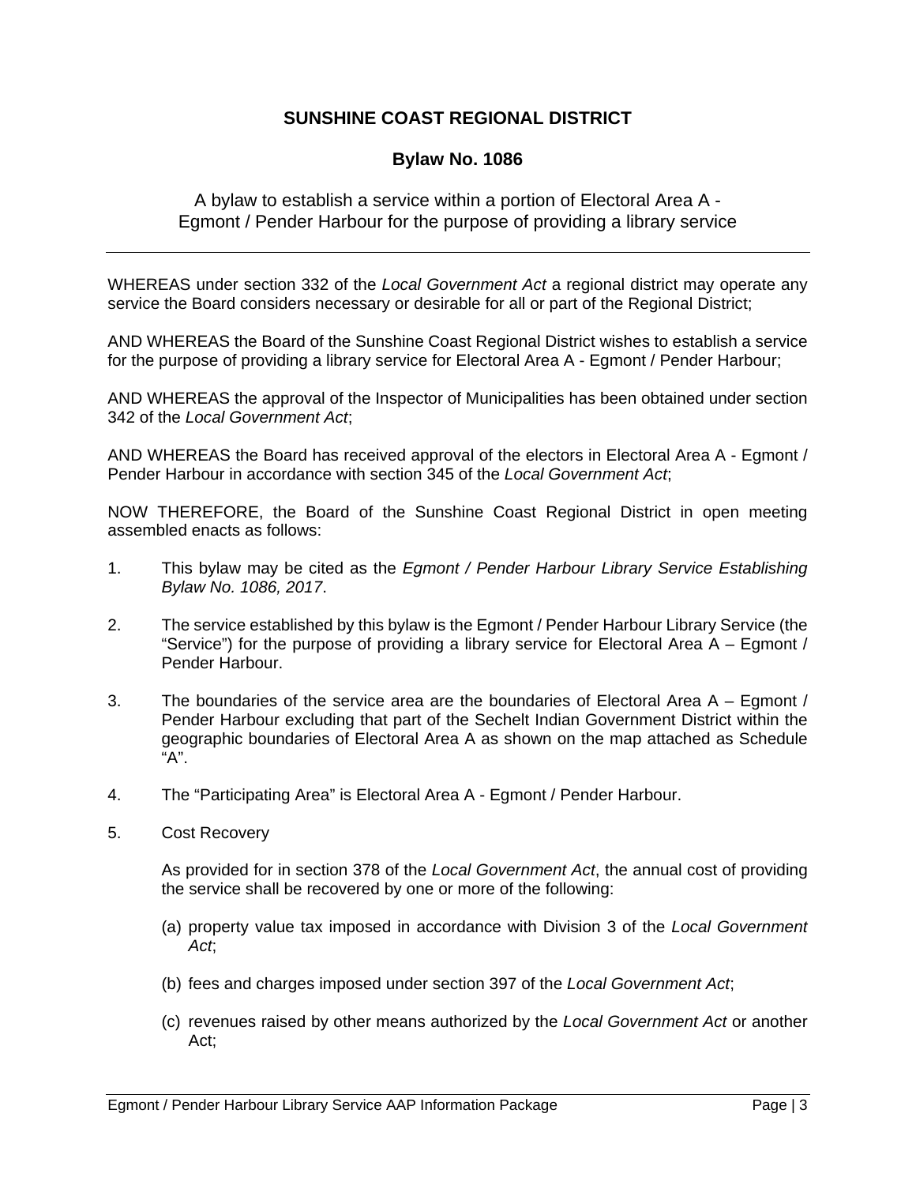# SUNSHINE COAST REGIONAL DISTRICT

## Bylaw No. 1086

A bylaw to establish a service within a portion of Electoral Area A - Egmont / Pender Harbour for the purpose of providing a library service

---

WHEREAS under section 332 of the *Local Government Act* a regional district may operate any service the Board considers necessary or desirable for all or part of the Regional District;

AND WHEREAS the Board of the Sunshine Coast Regional District wishes to establish a service for the purpose of providing a library service for Electoral Area A - Egmont / Pender Harbour;

AND WHEREAS the approval of the Inspector of Municipalities has been obtained under section 342 of the *Local Government Act*;

AND WHEREAS the Board has received approval of the electors in Electoral Area A - Egmont / Pender Harbour in accordance with section 345 of the *Local Government Act*;

NOW THEREFORE, the Board of the Sunshine Coast Regional District in open meeting assembled enacts as follows:

1. This bylaw may be cited as the *Egmont / Pender Harbour Library Service Establishing Bylaw No. 1086, 2017*.

2. The service established by this bylaw is the Egmont / Pender Harbour Library Service (the "Service") for the purpose of providing a library service for Electoral Area A – Egmont / Pender Harbour.

3. The boundaries of the service area are the boundaries of Electoral Area A – Egmont / Pender Harbour excluding that part of the Sechelt Indian Government District within the geographic boundaries of Electoral Area A as shown on the map attached as Schedule "A".

4. The "Participating Area" is Electoral Area A - Egmont / Pender Harbour.

5. Cost Recovery

   As provided for in section 378 of the *Local Government Act*, the annual cost of providing the service shall be recovered by one or more of the following:

   (a) property value tax imposed in accordance with Division 3 of the *Local Government Act*;

   (b) fees and charges imposed under section 397 of the *Local Government Act*;

   (c) revenues raised by other means authorized by the *Local Government Act* or another Act;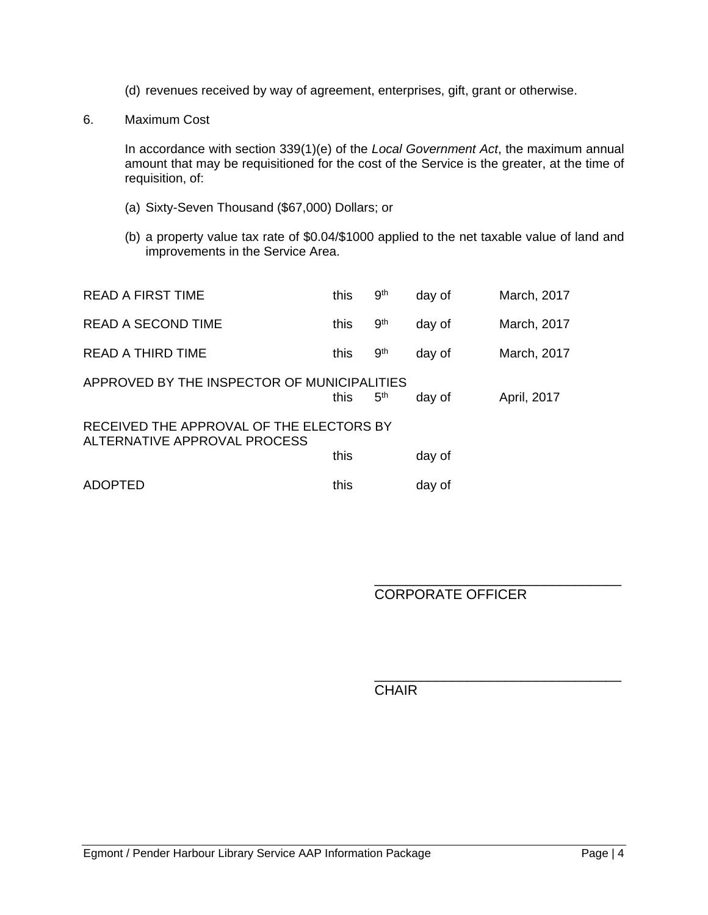(d) revenues received by way of agreement, enterprises, gift, grant or otherwise.

6. Maximum Cost

In accordance with section 339(1)(e) of the *Local Government Act*, the maximum annual amount that may be requisitioned for the cost of the Service is the greater, at the time of requisition, of:

(a) Sixty-Seven Thousand ($67,000) Dollars; or

(b) a property value tax rate of $0.04/$1000 applied to the net taxable value of land and improvements in the Service Area.

| | | | | |
|---|---|---|---|---|
| READ A FIRST TIME | this | 9th | day of | March, 2017 |
| READ A SECOND TIME | this | 9th | day of | March, 2017 |
| READ A THIRD TIME | this | 9th | day of | March, 2017 |
| APPROVED BY THE INSPECTOR OF MUNICIPALITIES | this | 5th | day of | April, 2017 |
| RECEIVED THE APPROVAL OF THE ELECTORS BY ALTERNATIVE APPROVAL PROCESS | this | | day of | |
| ADOPTED | this | | day of | |

\_\_\_\_\_\_\_\_\_\_\_\_\_\_\_\_\_\_\_\_\_\_\_\_\_\_\_\_\_\_\_\_
CORPORATE OFFICER

\_\_\_\_\_\_\_\_\_\_\_\_\_\_\_\_\_\_\_\_\_\_\_\_\_\_\_\_\_\_\_\_
CHAIR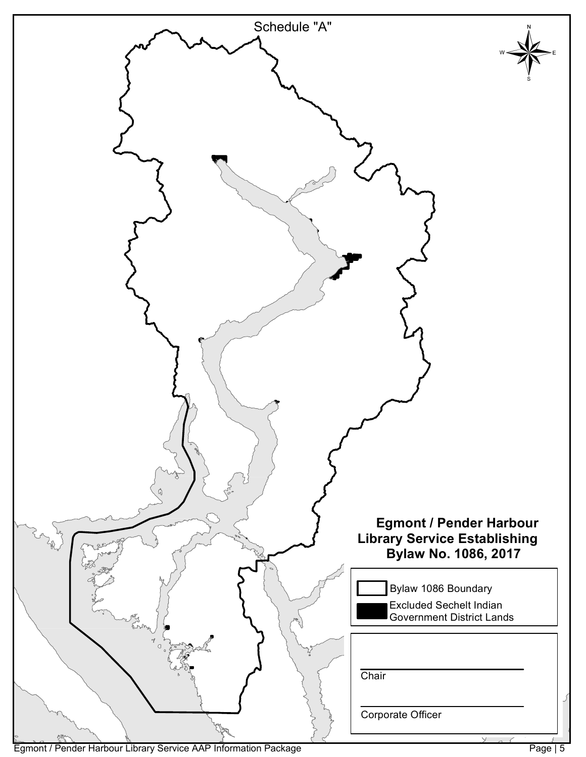Schedule "A"

**Egmont / Pender Harbour Library Service Establishing Bylaw No. 1086, 2017**

Bylaw 1086 Boundary

Excluded Sechelt Indian Government District Lands

Chair

Corporate Officer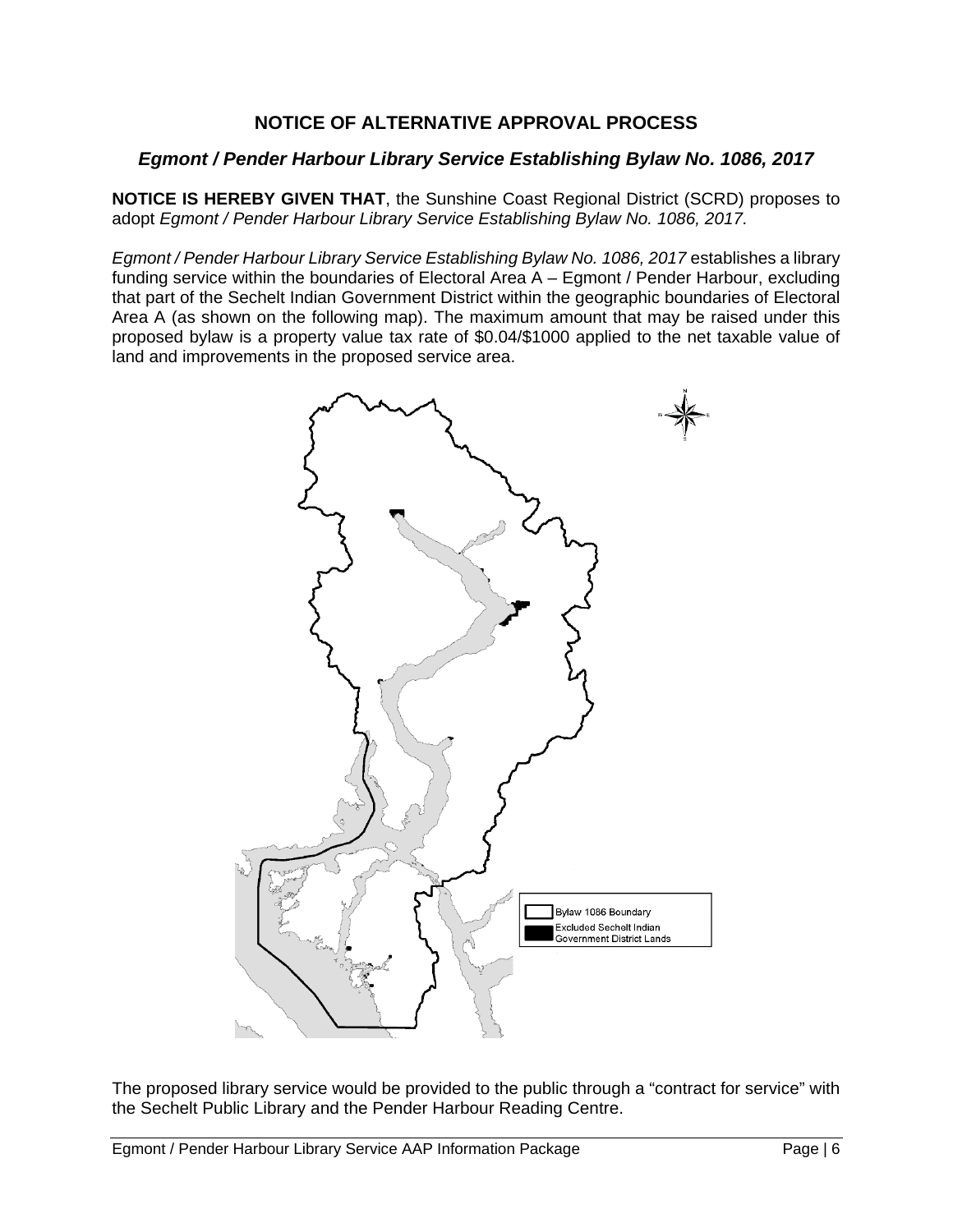# NOTICE OF ALTERNATIVE APPROVAL PROCESS

## *Egmont / Pender Harbour Library Service Establishing Bylaw No. 1086, 2017*

**NOTICE IS HEREBY GIVEN THAT**, the Sunshine Coast Regional District (SCRD) proposes to adopt *Egmont / Pender Harbour Library Service Establishing Bylaw No. 1086, 2017.*

*Egmont / Pender Harbour Library Service Establishing Bylaw No. 1086, 2017* establishes a library funding service within the boundaries of Electoral Area A – Egmont / Pender Harbour, excluding that part of the Sechelt Indian Government District within the geographic boundaries of Electoral Area A (as shown on the following map). The maximum amount that may be raised under this proposed bylaw is a property value tax rate of $0.04/$1000 applied to the net taxable value of land and improvements in the proposed service area.

Bylaw 1086 Boundary

Excluded Sechelt Indian Government District Lands

The proposed library service would be provided to the public through a "contract for service" with the Sechelt Public Library and the Pender Harbour Reading Centre.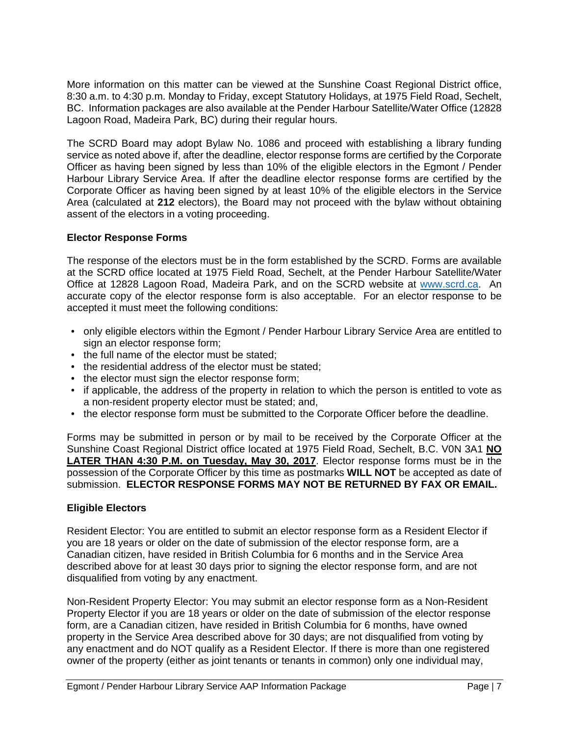More information on this matter can be viewed at the Sunshine Coast Regional District office, 8:30 a.m. to 4:30 p.m. Monday to Friday, except Statutory Holidays, at 1975 Field Road, Sechelt, BC. Information packages are also available at the Pender Harbour Satellite/Water Office (12828 Lagoon Road, Madeira Park, BC) during their regular hours.

The SCRD Board may adopt Bylaw No. 1086 and proceed with establishing a library funding service as noted above if, after the deadline, elector response forms are certified by the Corporate Officer as having been signed by less than 10% of the eligible electors in the Egmont / Pender Harbour Library Service Area. If after the deadline elector response forms are certified by the Corporate Officer as having been signed by at least 10% of the eligible electors in the Service Area (calculated at **212** electors), the Board may not proceed with the bylaw without obtaining assent of the electors in a voting proceeding.

### Elector Response Forms

The response of the electors must be in the form established by the SCRD. Forms are available at the SCRD office located at 1975 Field Road, Sechelt, at the Pender Harbour Satellite/Water Office at 12828 Lagoon Road, Madeira Park, and on the SCRD website at www.scrd.ca. An accurate copy of the elector response form is also acceptable. For an elector response to be accepted it must meet the following conditions:

- only eligible electors within the Egmont / Pender Harbour Library Service Area are entitled to sign an elector response form;
- the full name of the elector must be stated;
- the residential address of the elector must be stated;
- the elector must sign the elector response form;
- if applicable, the address of the property in relation to which the person is entitled to vote as a non-resident property elector must be stated; and,
- the elector response form must be submitted to the Corporate Officer before the deadline.

Forms may be submitted in person or by mail to be received by the Corporate Officer at the Sunshine Coast Regional District office located at 1975 Field Road, Sechelt, B.C. V0N 3A1 **NO LATER THAN 4:30 P.M. on Tuesday, May 30, 2017**. Elector response forms must be in the possession of the Corporate Officer by this time as postmarks **WILL NOT** be accepted as date of submission. **ELECTOR RESPONSE FORMS MAY NOT BE RETURNED BY FAX OR EMAIL.**

### Eligible Electors

Resident Elector: You are entitled to submit an elector response form as a Resident Elector if you are 18 years or older on the date of submission of the elector response form, are a Canadian citizen, have resided in British Columbia for 6 months and in the Service Area described above for at least 30 days prior to signing the elector response form, and are not disqualified from voting by any enactment.

Non-Resident Property Elector: You may submit an elector response form as a Non-Resident Property Elector if you are 18 years or older on the date of submission of the elector response form, are a Canadian citizen, have resided in British Columbia for 6 months, have owned property in the Service Area described above for 30 days; are not disqualified from voting by any enactment and do NOT qualify as a Resident Elector. If there is more than one registered owner of the property (either as joint tenants or tenants in common) only one individual may,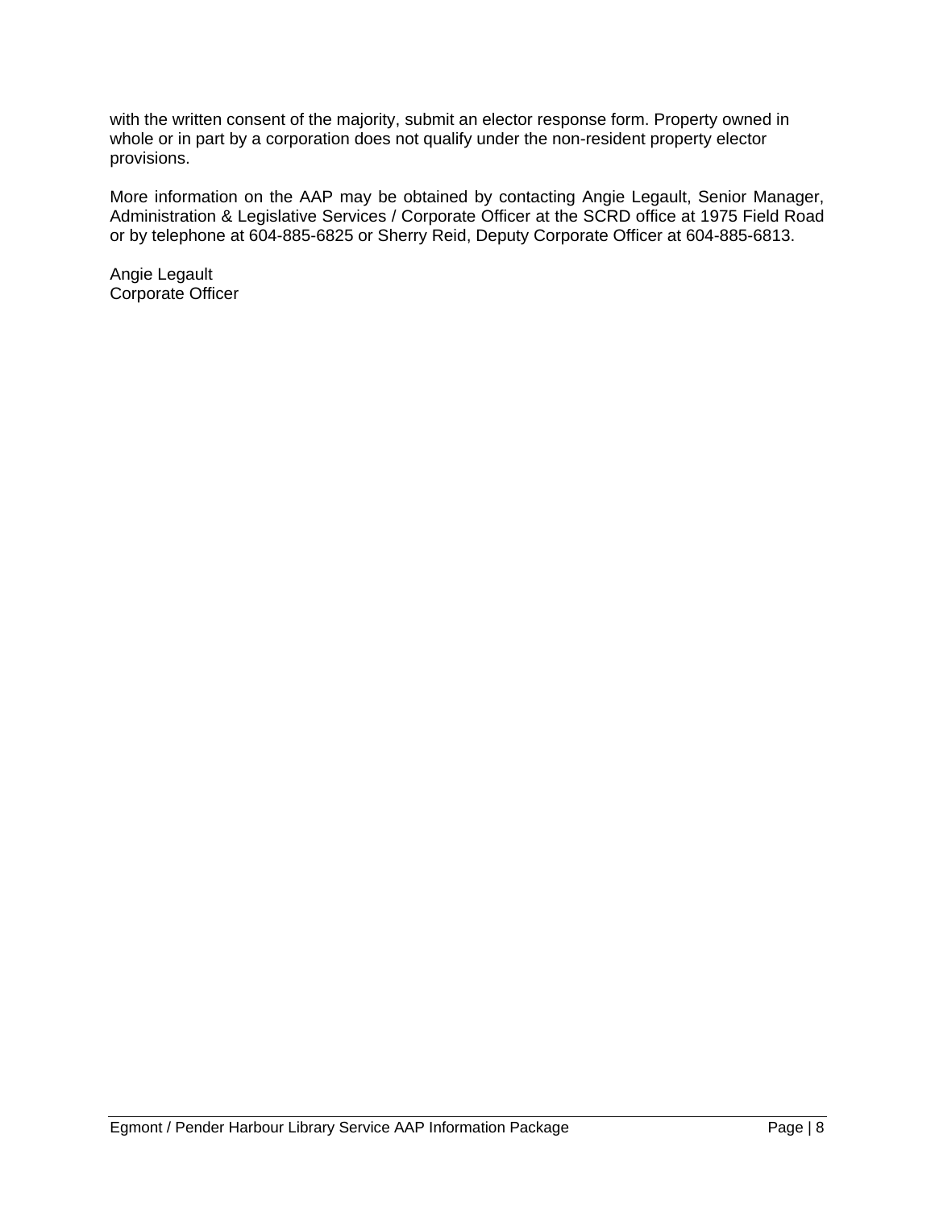with the written consent of the majority, submit an elector response form. Property owned in whole or in part by a corporation does not qualify under the non-resident property elector provisions.

More information on the AAP may be obtained by contacting Angie Legault, Senior Manager, Administration & Legislative Services / Corporate Officer at the SCRD office at 1975 Field Road or by telephone at 604-885-6825 or Sherry Reid, Deputy Corporate Officer at 604-885-6813.

Angie Legault
Corporate Officer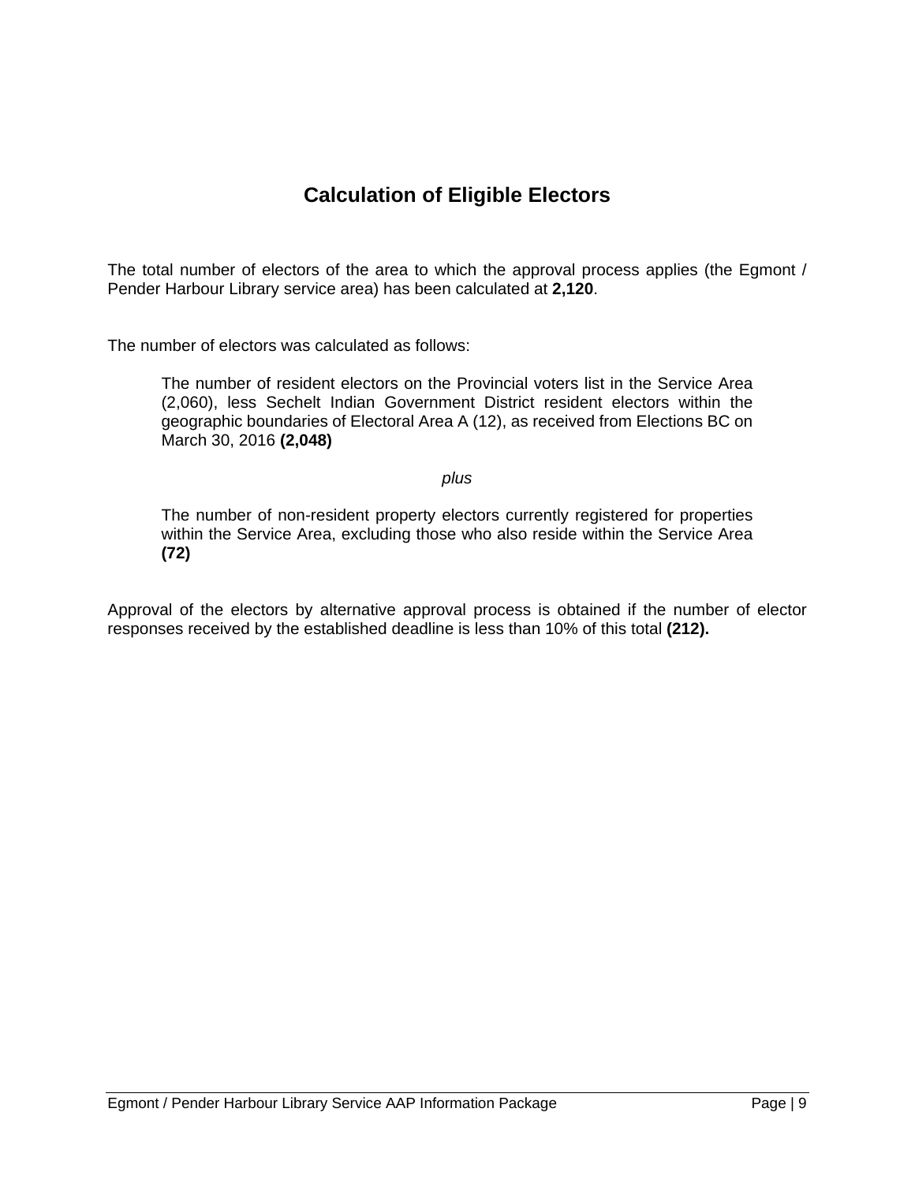# Calculation of Eligible Electors

The total number of electors of the area to which the approval process applies (the Egmont / Pender Harbour Library service area) has been calculated at **2,120**.

The number of electors was calculated as follows:

> The number of resident electors on the Provincial voters list in the Service Area (2,060), less Sechelt Indian Government District resident electors within the geographic boundaries of Electoral Area A (12), as received from Elections BC on March 30, 2016 **(2,048)**
>
> *plus*
>
> The number of non-resident property electors currently registered for properties within the Service Area, excluding those who also reside within the Service Area **(72)**

Approval of the electors by alternative approval process is obtained if the number of elector responses received by the established deadline is less than 10% of this total **(212).**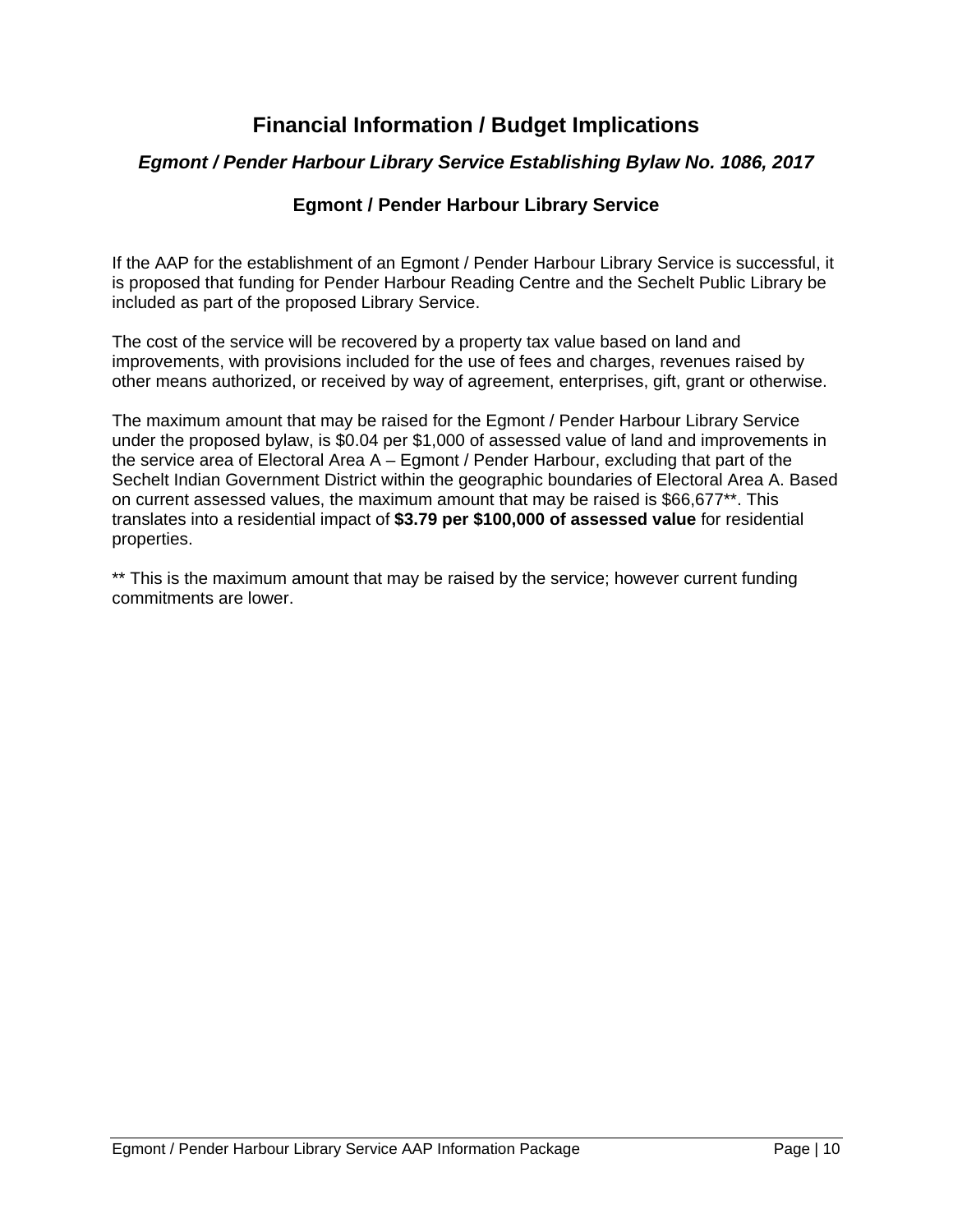# Financial Information / Budget Implications

## *Egmont / Pender Harbour Library Service Establishing Bylaw No. 1086, 2017*

### Egmont / Pender Harbour Library Service

If the AAP for the establishment of an Egmont / Pender Harbour Library Service is successful, it is proposed that funding for Pender Harbour Reading Centre and the Sechelt Public Library be included as part of the proposed Library Service.

The cost of the service will be recovered by a property tax value based on land and improvements, with provisions included for the use of fees and charges, revenues raised by other means authorized, or received by way of agreement, enterprises, gift, grant or otherwise.

The maximum amount that may be raised for the Egmont / Pender Harbour Library Service under the proposed bylaw, is $0.04 per $1,000 of assessed value of land and improvements in the service area of Electoral Area A – Egmont / Pender Harbour, excluding that part of the Sechelt Indian Government District within the geographic boundaries of Electoral Area A. Based on current assessed values, the maximum amount that may be raised is $66,677**. This translates into a residential impact of **$3.79 per $100,000 of assessed value** for residential properties.

** This is the maximum amount that may be raised by the service; however current funding commitments are lower.